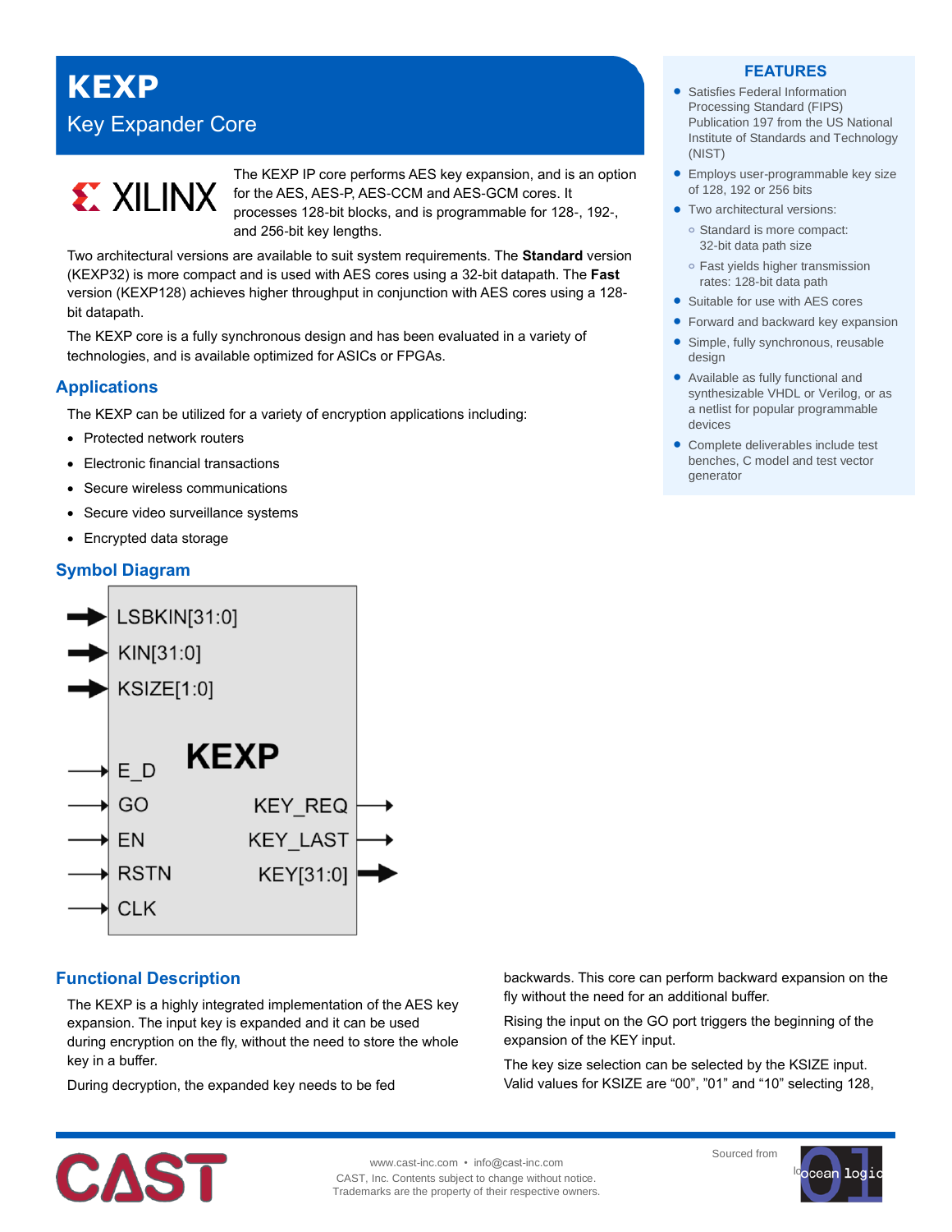# KEXP

## Key Expander Core

The KEXP IP core performs AES key expansion, and is an option for the AES, AES-P, AES-CCM and AES-GCM cores. It processes 128-bit blocks, and is programmable for 128-, 192-, and 256-bit key lengths.

Two architectural versions are available to suit system requirements. The **Standard** version (KEXP32) is more compact and is used with AES cores using a 32-bit datapath. The **Fast** version (KEXP128) achieves higher throughput in conjunction with AES cores using a 128-bit datapath.

The KEXP core is a fully synchronous design and has been evaluated in a variety of technologies, and is available optimized for ASICs or FPGAs.

## FEATURES

- Satisfies Federal Information Processing Standard (FIPS) Publication 197 from the US National Institute of Standards and Technology (NIST)
- Employs user-programmable key size of 128, 192 or 256 bits
- Two architectural versions:
  - Standard is more compact: 32-bit data path size
  - Fast yields higher transmission rates: 128-bit data path
- Suitable for use with AES cores
- Forward and backward key expansion
- Simple, fully synchronous, reusable design
- Available as fully functional and synthesizable VHDL or Verilog, or as a netlist for popular programmable devices
- Complete deliverables include test benches, C model and test vector generator

## Applications

The KEXP can be utilized for a variety of encryption applications including:

- Protected network routers
- Electronic financial transactions
- Secure wireless communications
- Secure video surveillance systems
- Encrypted data storage

## Symbol Diagram

KEXP

Inputs: LSBKIN[31:0], KIN[31:0], KSIZE[1:0], E_D, GO, EN, RSTN, CLK

Outputs: KEY_REQ, KEY_LAST, KEY[31:0]

## Functional Description

The KEXP is a highly integrated implementation of the AES key expansion. The input key is expanded and it can be used during encryption on the fly, without the need to store the whole key in a buffer.

During decryption, the expanded key needs to be fed backwards. This core can perform backward expansion on the fly without the need for an additional buffer.

Rising the input on the GO port triggers the beginning of the expansion of the KEY input.

The key size selection can be selected by the KSIZE input. Valid values for KSIZE are “00”, ”01” and “10” selecting 128,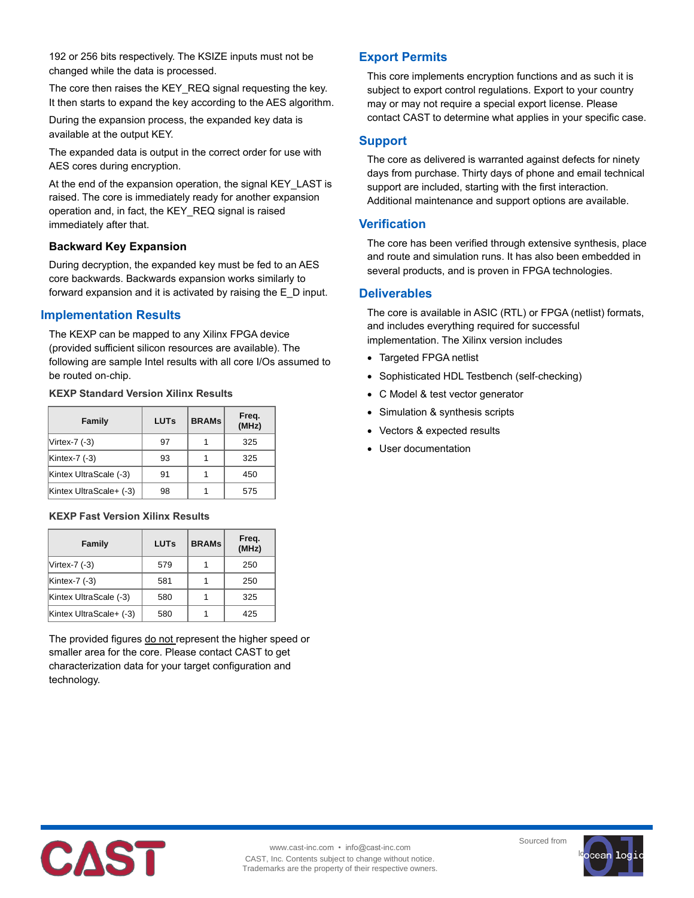192 or 256 bits respectively. The KSIZE inputs must not be changed while the data is processed.

The core then raises the KEY_REQ signal requesting the key. It then starts to expand the key according to the AES algorithm.

During the expansion process, the expanded key data is available at the output KEY.

The expanded data is output in the correct order for use with AES cores during encryption.

At the end of the expansion operation, the signal KEY_LAST is raised. The core is immediately ready for another expansion operation and, in fact, the KEY_REQ signal is raised immediately after that.

### Backward Key Expansion

During decryption, the expanded key must be fed to an AES core backwards. Backwards expansion works similarly to forward expansion and it is activated by raising the E_D input.

## Implementation Results

The KEXP can be mapped to any Xilinx FPGA device (provided sufficient silicon resources are available). The following are sample Intel results with all core I/Os assumed to be routed on-chip.

**KEXP Standard Version Xilinx Results**

| Family | LUTs | BRAMs | Freq. (MHz) |
|---|---|---|---|
| Virtex-7 (-3) | 97 | 1 | 325 |
| Kintex-7 (-3) | 93 | 1 | 325 |
| Kintex UltraScale (-3) | 91 | 1 | 450 |
| Kintex UltraScale+ (-3) | 98 | 1 | 575 |

**KEXP Fast Version Xilinx Results**

| Family | LUTs | BRAMs | Freq. (MHz) |
|---|---|---|---|
| Virtex-7 (-3) | 579 | 1 | 250 |
| Kintex-7 (-3) | 581 | 1 | 250 |
| Kintex UltraScale (-3) | 580 | 1 | 325 |
| Kintex UltraScale+ (-3) | 580 | 1 | 425 |

The provided figures do not represent the higher speed or smaller area for the core. Please contact CAST to get characterization data for your target configuration and technology.

## Export Permits

This core implements encryption functions and as such it is subject to export control regulations. Export to your country may or may not require a special export license. Please contact CAST to determine what applies in your specific case.

## Support

The core as delivered is warranted against defects for ninety days from purchase. Thirty days of phone and email technical support are included, starting with the first interaction. Additional maintenance and support options are available.

## Verification

The core has been verified through extensive synthesis, place and route and simulation runs. It has also been embedded in several products, and is proven in FPGA technologies.

## Deliverables

The core is available in ASIC (RTL) or FPGA (netlist) formats, and includes everything required for successful implementation. The Xilinx version includes

- Targeted FPGA netlist
- Sophisticated HDL Testbench (self-checking)
- C Model & test vector generator
- Simulation & synthesis scripts
- Vectors & expected results
- User documentation

www.cast-inc.com • info@cast-inc.com
CAST, Inc. Contents subject to change without notice.
Trademarks are the property of their respective owners.

Sourced from ocean logic